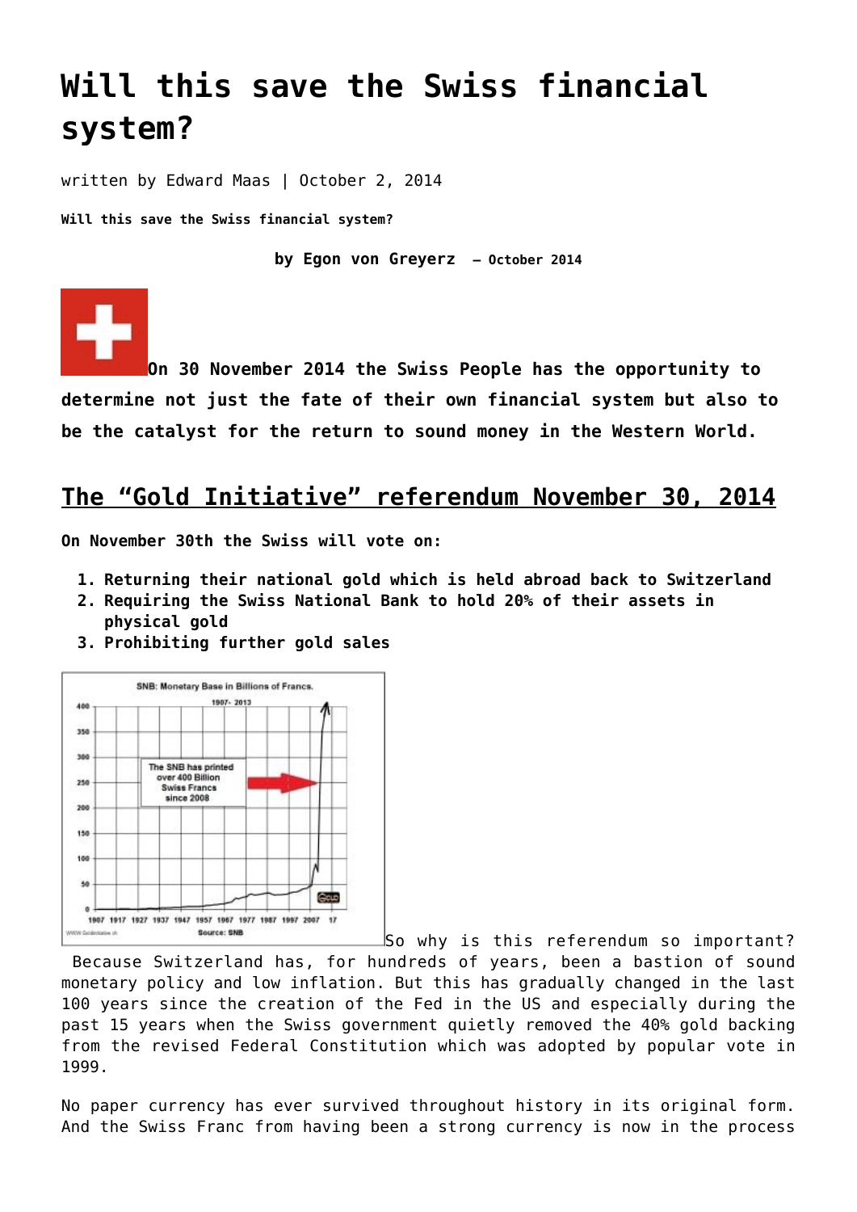# Will this save the Swiss financial system?

written by Edward Maas | October 2, 2014

**Will this save the Swiss financial system?**

**by Egon von Greyerz – October 2014**

**On 30 November 2014 the Swiss People has the opportunity to determine not just the fate of their own financial system but also to be the catalyst for the return to sound money in the Western World.**

## The "Gold Initiative" referendum November 30, 2014

**On November 30th the Swiss will vote on:**

1. **Returning their national gold which is held abroad back to Switzerland**
2. **Requiring the Swiss National Bank to hold 20% of their assets in physical gold**
3. **Prohibiting further gold sales**

So why is this referendum so important? Because Switzerland has, for hundreds of years, been a bastion of sound monetary policy and low inflation. But this has gradually changed in the last 100 years since the creation of the Fed in the US and especially during the past 15 years when the Swiss government quietly removed the 40% gold backing from the revised Federal Constitution which was adopted by popular vote in 1999.

No paper currency has ever survived throughout history in its original form. And the Swiss Franc from having been a strong currency is now in the process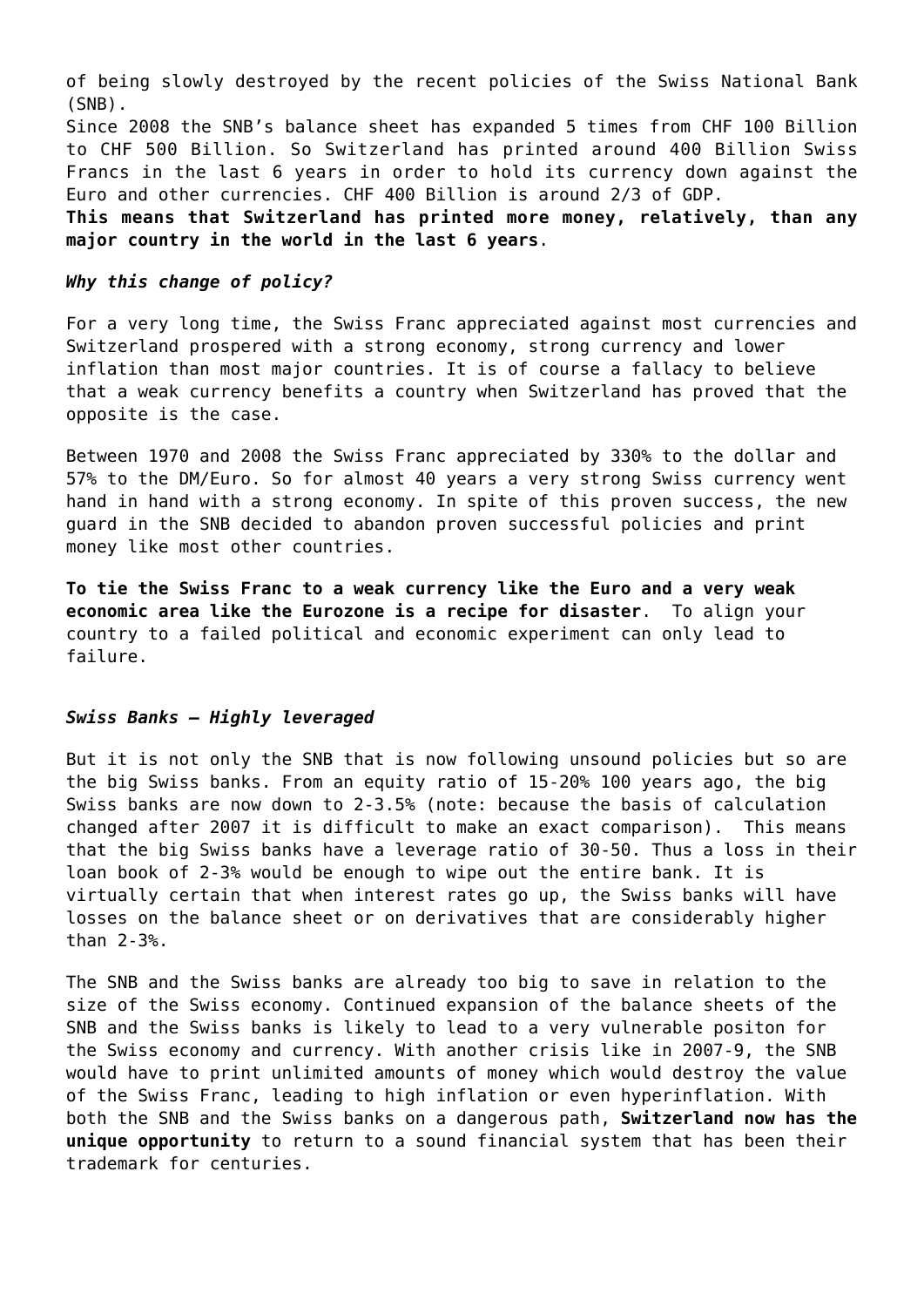of being slowly destroyed by the recent policies of the Swiss National Bank (SNB).

Since 2008 the SNB's balance sheet has expanded 5 times from CHF 100 Billion to CHF 500 Billion. So Switzerland has printed around 400 Billion Swiss Francs in the last 6 years in order to hold its currency down against the Euro and other currencies. CHF 400 Billion is around 2/3 of GDP.

**This means that Switzerland has printed more money, relatively, than any major country in the world in the last 6 years**.

### *Why this change of policy?*

For a very long time, the Swiss Franc appreciated against most currencies and Switzerland prospered with a strong economy, strong currency and lower inflation than most major countries. It is of course a fallacy to believe that a weak currency benefits a country when Switzerland has proved that the opposite is the case.

Between 1970 and 2008 the Swiss Franc appreciated by 330% to the dollar and 57% to the DM/Euro. So for almost 40 years a very strong Swiss currency went hand in hand with a strong economy. In spite of this proven success, the new guard in the SNB decided to abandon proven successful policies and print money like most other countries.

**To tie the Swiss Franc to a weak currency like the Euro and a very weak economic area like the Eurozone is a recipe for disaster**. To align your country to a failed political and economic experiment can only lead to failure.

### *Swiss Banks – Highly leveraged*

But it is not only the SNB that is now following unsound policies but so are the big Swiss banks. From an equity ratio of 15-20% 100 years ago, the big Swiss banks are now down to 2-3.5% (note: because the basis of calculation changed after 2007 it is difficult to make an exact comparison). This means that the big Swiss banks have a leverage ratio of 30-50. Thus a loss in their loan book of 2-3% would be enough to wipe out the entire bank. It is virtually certain that when interest rates go up, the Swiss banks will have losses on the balance sheet or on derivatives that are considerably higher than 2-3%.

The SNB and the Swiss banks are already too big to save in relation to the size of the Swiss economy. Continued expansion of the balance sheets of the SNB and the Swiss banks is likely to lead to a very vulnerable positon for the Swiss economy and currency. With another crisis like in 2007-9, the SNB would have to print unlimited amounts of money which would destroy the value of the Swiss Franc, leading to high inflation or even hyperinflation. With both the SNB and the Swiss banks on a dangerous path, **Switzerland now has the unique opportunity** to return to a sound financial system that has been their trademark for centuries.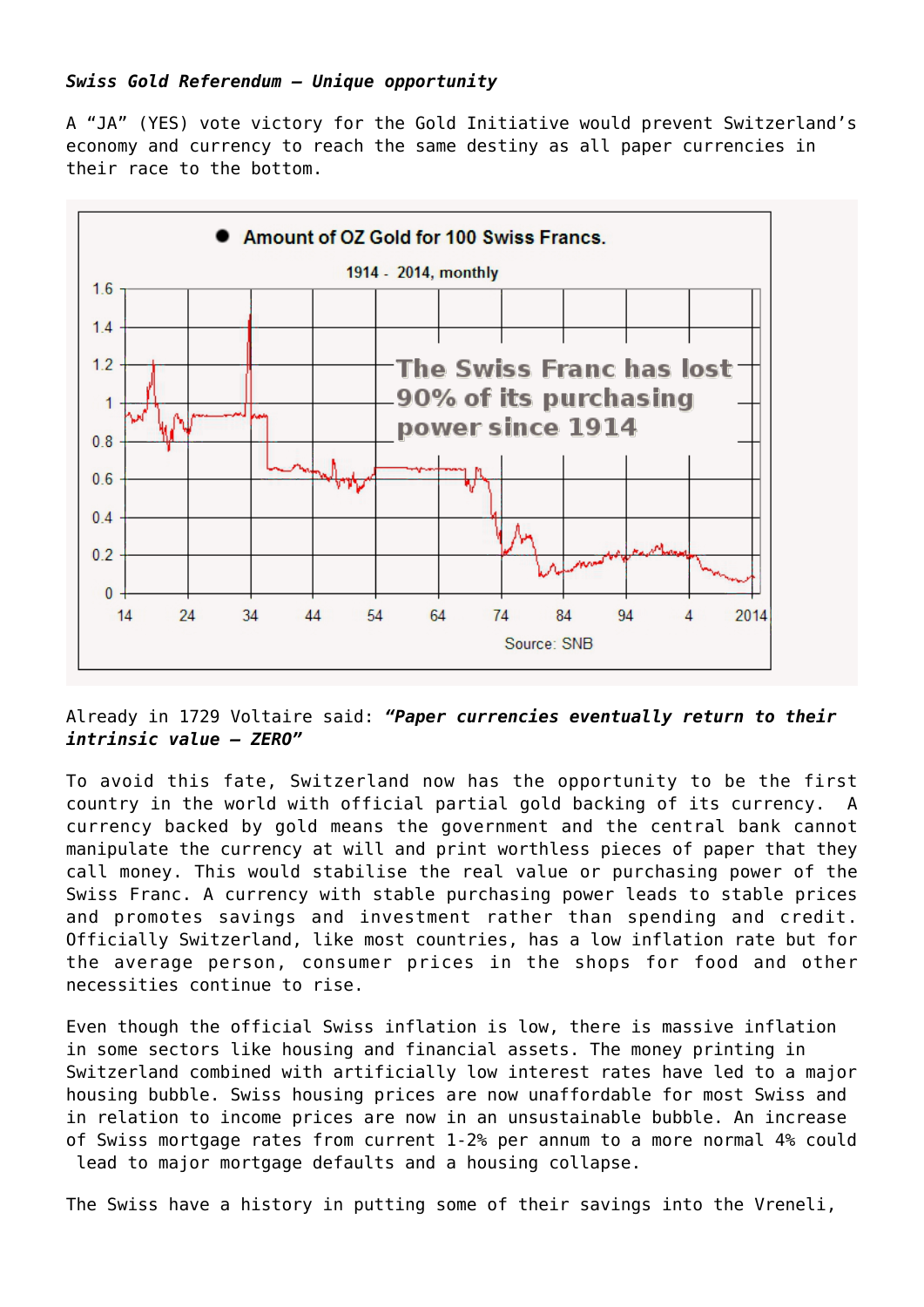***Swiss Gold Referendum – Unique opportunity***

A “JA” (YES) vote victory for the Gold Initiative would prevent Switzerland’s economy and currency to reach the same destiny as all paper currencies in their race to the bottom.

Already in 1729 Voltaire said: ***“Paper currencies eventually return to their intrinsic value – ZERO”***

To avoid this fate, Switzerland now has the opportunity to be the first country in the world with official partial gold backing of its currency. A currency backed by gold means the government and the central bank cannot manipulate the currency at will and print worthless pieces of paper that they call money. This would stabilise the real value or purchasing power of the Swiss Franc. A currency with stable purchasing power leads to stable prices and promotes savings and investment rather than spending and credit. Officially Switzerland, like most countries, has a low inflation rate but for the average person, consumer prices in the shops for food and other necessities continue to rise.

Even though the official Swiss inflation is low, there is massive inflation in some sectors like housing and financial assets. The money printing in Switzerland combined with artificially low interest rates have led to a major housing bubble. Swiss housing prices are now unaffordable for most Swiss and in relation to income prices are now in an unsustainable bubble. An increase of Swiss mortgage rates from current 1-2% per annum to a more normal 4% could lead to major mortgage defaults and a housing collapse.

The Swiss have a history in putting some of their savings into the Vreneli,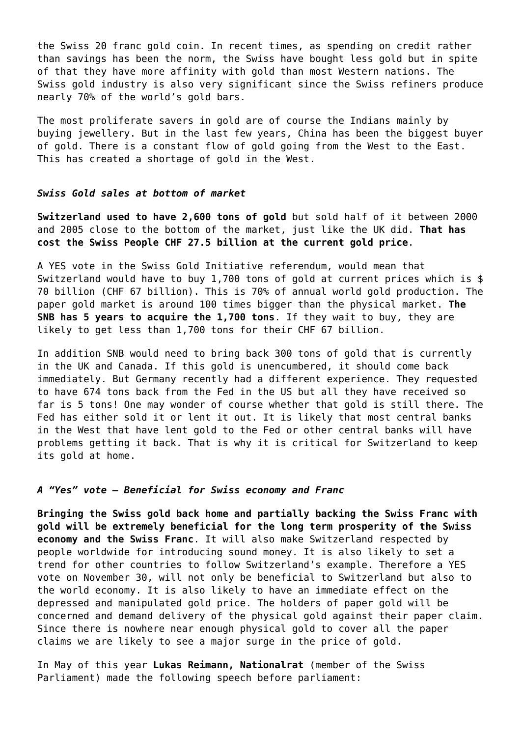the Swiss 20 franc gold coin. In recent times, as spending on credit rather than savings has been the norm, the Swiss have bought less gold but in spite of that they have more affinity with gold than most Western nations. The Swiss gold industry is also very significant since the Swiss refiners produce nearly 70% of the world's gold bars.

The most proliferate savers in gold are of course the Indians mainly by buying jewellery. But in the last few years, China has been the biggest buyer of gold. There is a constant flow of gold going from the West to the East. This has created a shortage of gold in the West.

### *Swiss Gold sales at bottom of market*

**Switzerland used to have 2,600 tons of gold** but sold half of it between 2000 and 2005 close to the bottom of the market, just like the UK did. **That has cost the Swiss People CHF 27.5 billion at the current gold price**.

A YES vote in the Swiss Gold Initiative referendum, would mean that Switzerland would have to buy 1,700 tons of gold at current prices which is $ 70 billion (CHF 67 billion). This is 70% of annual world gold production. The paper gold market is around 100 times bigger than the physical market. **The SNB has 5 years to acquire the 1,700 tons**. If they wait to buy, they are likely to get less than 1,700 tons for their CHF 67 billion.

In addition SNB would need to bring back 300 tons of gold that is currently in the UK and Canada. If this gold is unencumbered, it should come back immediately. But Germany recently had a different experience. They requested to have 674 tons back from the Fed in the US but all they have received so far is 5 tons! One may wonder of course whether that gold is still there. The Fed has either sold it or lent it out. It is likely that most central banks in the West that have lent gold to the Fed or other central banks will have problems getting it back. That is why it is critical for Switzerland to keep its gold at home.

### *A "Yes" vote – Beneficial for Swiss economy and Franc*

**Bringing the Swiss gold back home and partially backing the Swiss Franc with gold will be extremely beneficial for the long term prosperity of the Swiss economy and the Swiss Franc**. It will also make Switzerland respected by people worldwide for introducing sound money. It is also likely to set a trend for other countries to follow Switzerland's example. Therefore a YES vote on November 30, will not only be beneficial to Switzerland but also to the world economy. It is also likely to have an immediate effect on the depressed and manipulated gold price. The holders of paper gold will be concerned and demand delivery of the physical gold against their paper claim. Since there is nowhere near enough physical gold to cover all the paper claims we are likely to see a major surge in the price of gold.

In May of this year **Lukas Reimann, Nationalrat** (member of the Swiss Parliament) made the following speech before parliament: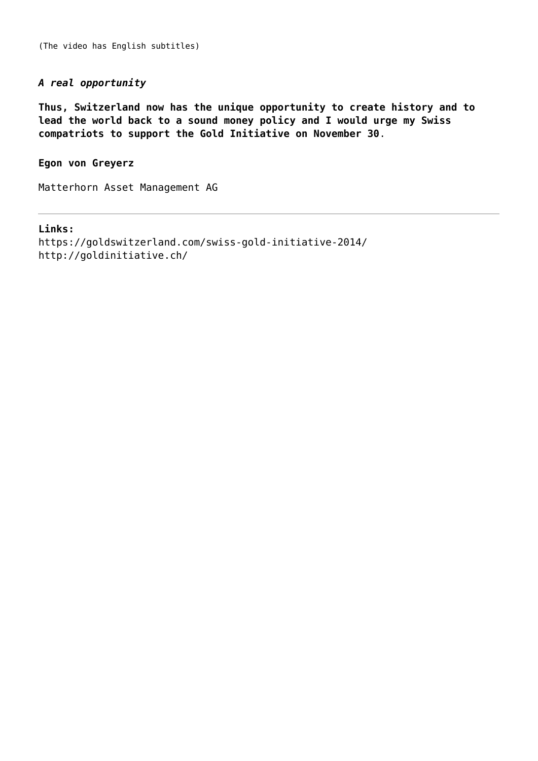(The video has English subtitles)

***A real opportunity***

**Thus, Switzerland now has the unique opportunity to create history and to lead the world back to a sound money policy and I would urge my Swiss compatriots to support the Gold Initiative on November 30**.

**Egon von Greyerz**

Matterhorn Asset Management AG

---

**Links:**
https://goldswitzerland.com/swiss-gold-initiative-2014/
http://goldinitiative.ch/